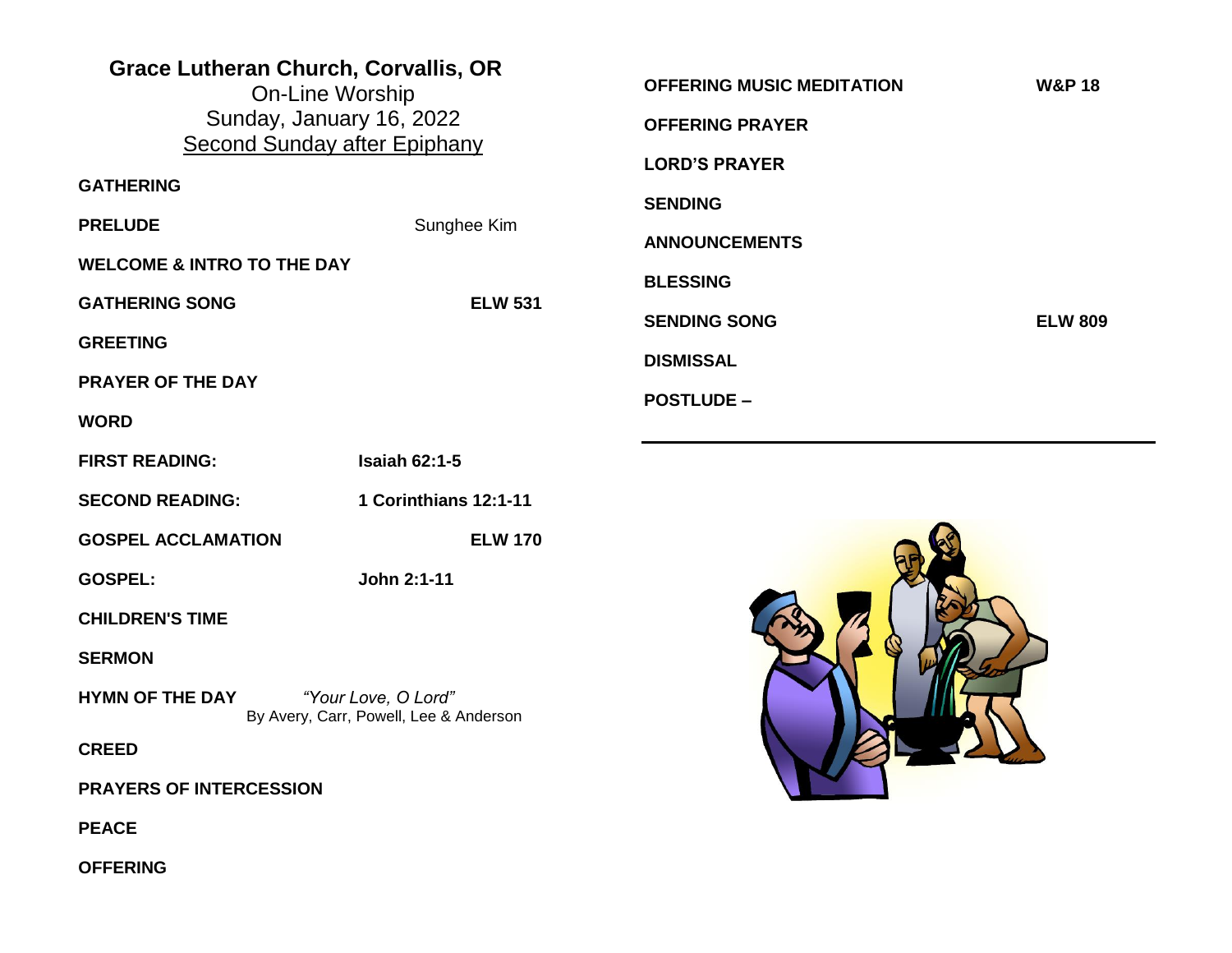# Grace Lutheran Church, Corvallis, OR

On-Line Worship
Sunday, January 16, 2022
Second Sunday after Epiphany

**GATHERING**

**PRELUDE** Sunghee Kim

**WELCOME & INTRO TO THE DAY**

**GATHERING SONG** **ELW 531**

**GREETING**

**PRAYER OF THE DAY**

**WORD**

**FIRST READING:** **Isaiah 62:1-5**

**SECOND READING:** **1 Corinthians 12:1-11**

**GOSPEL ACCLAMATION** **ELW 170**

**GOSPEL:** **John 2:1-11**

**CHILDREN'S TIME**

**SERMON**

**HYMN OF THE DAY** *"Your Love, O Lord"*
By Avery, Carr, Powell, Lee & Anderson

**CREED**

**PRAYERS OF INTERCESSION**

**PEACE**

**OFFERING**

**OFFERING MUSIC MEDITATION** **W&P 18**

**OFFERING PRAYER**

**LORD'S PRAYER**

**SENDING**

**ANNOUNCEMENTS**

**BLESSING**

**SENDING SONG** **ELW 809**

**DISMISSAL**

**POSTLUDE –**

---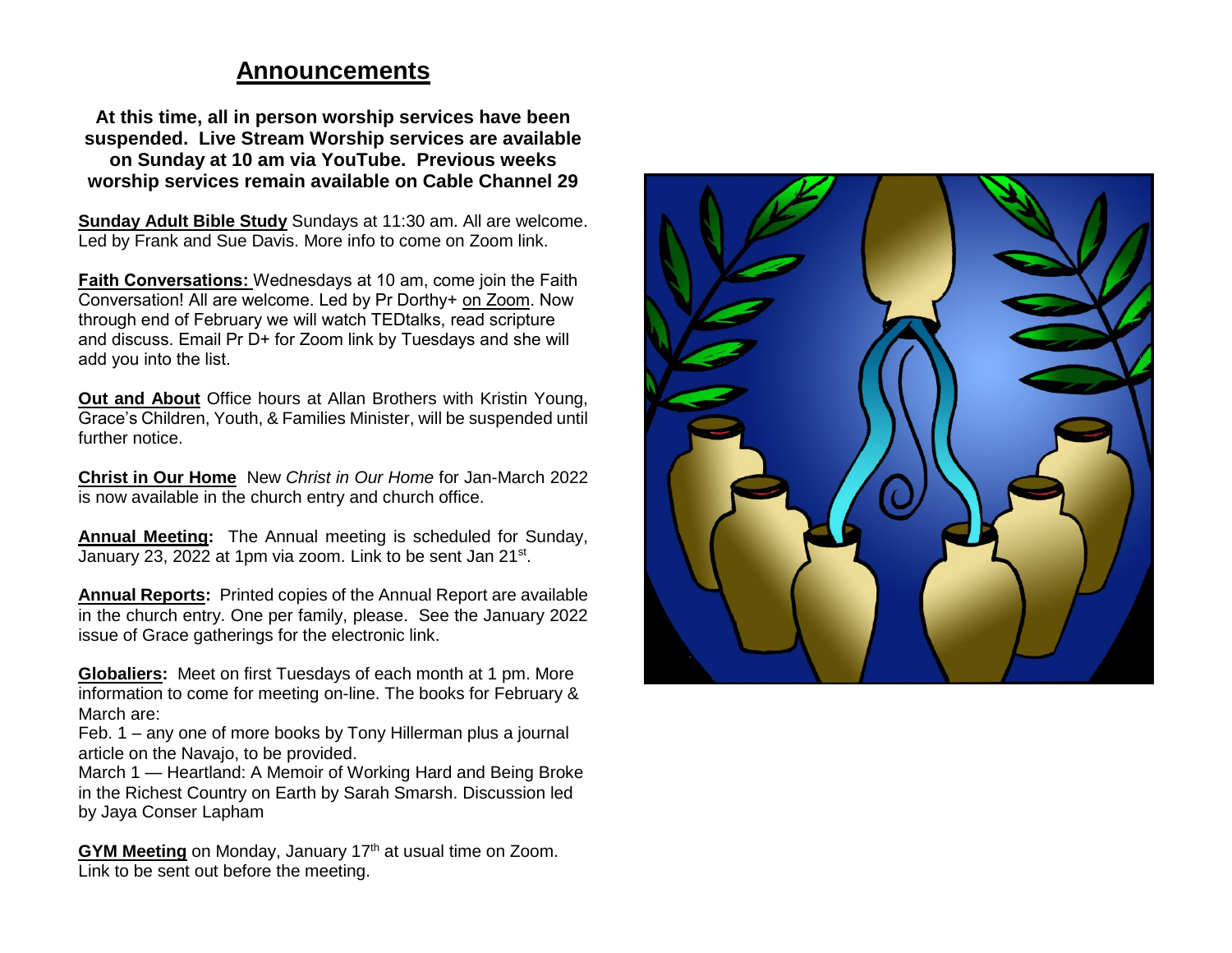# Announcements

**At this time, all in person worship services have been suspended. Live Stream Worship services are available on Sunday at 10 am via YouTube. Previous weeks worship services remain available on Cable Channel 29**

**Sunday Adult Bible Study** Sundays at 11:30 am. All are welcome. Led by Frank and Sue Davis. More info to come on Zoom link.

**Faith Conversations:** Wednesdays at 10 am, come join the Faith Conversation! All are welcome. Led by Pr Dorthy+ on Zoom. Now through end of February we will watch TEDtalks, read scripture and discuss. Email Pr D+ for Zoom link by Tuesdays and she will add you into the list.

**Out and About** Office hours at Allan Brothers with Kristin Young, Grace's Children, Youth, & Families Minister, will be suspended until further notice.

**Christ in Our Home** New *Christ in Our Home* for Jan-March 2022 is now available in the church entry and church office.

**Annual Meeting:** The Annual meeting is scheduled for Sunday, January 23, 2022 at 1pm via zoom. Link to be sent Jan 21st.

**Annual Reports:** Printed copies of the Annual Report are available in the church entry. One per family, please. See the January 2022 issue of Grace gatherings for the electronic link.

**Globaliers:** Meet on first Tuesdays of each month at 1 pm. More information to come for meeting on-line. The books for February & March are:
Feb. 1 – any one of more books by Tony Hillerman plus a journal article on the Navajo, to be provided.
March 1 — Heartland: A Memoir of Working Hard and Being Broke in the Richest Country on Earth by Sarah Smarsh. Discussion led by Jaya Conser Lapham

**GYM Meeting** on Monday, January 17th at usual time on Zoom. Link to be sent out before the meeting.